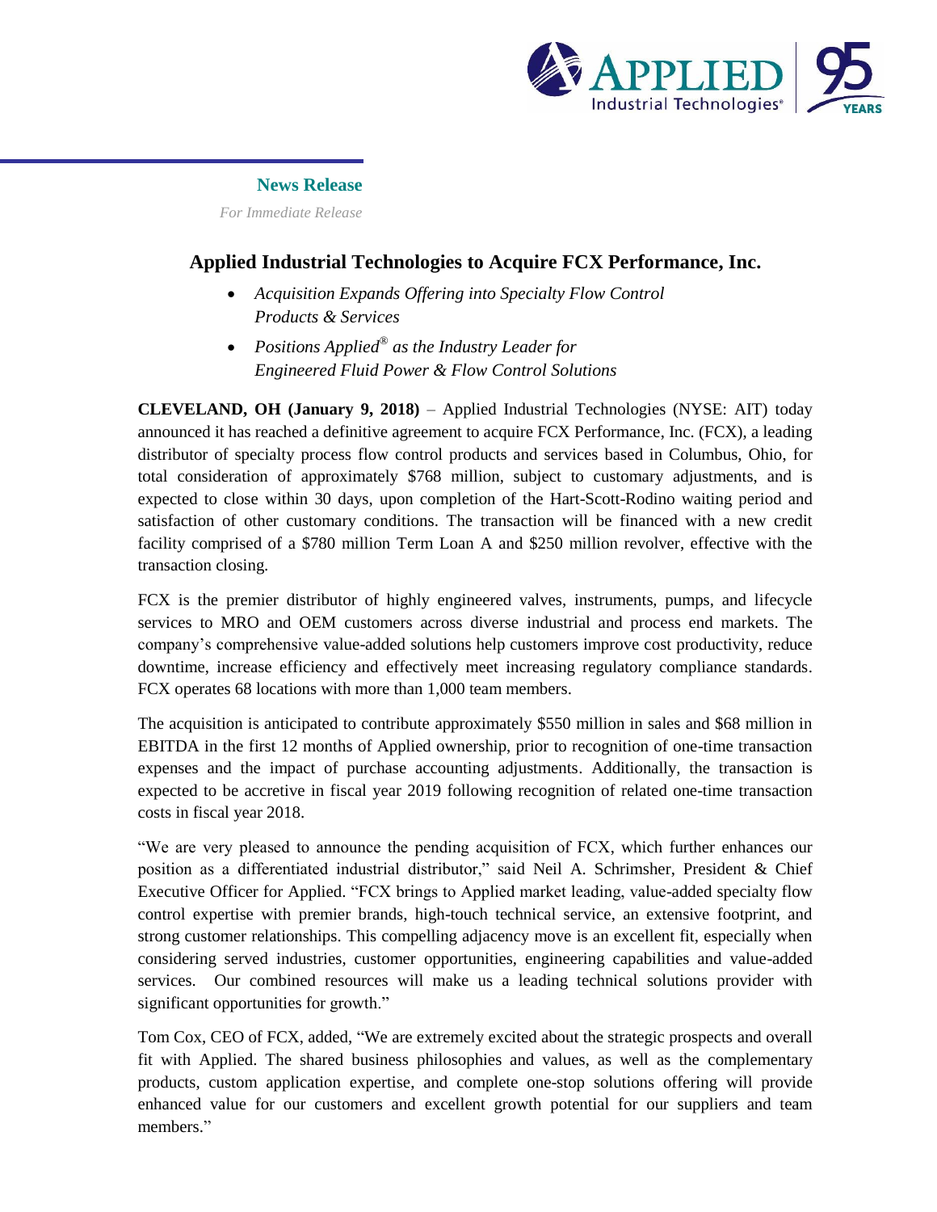**News Release**

*For Immediate Release*

# Applied Industrial Technologies to Acquire FCX Performance, Inc.

- *Acquisition Expands Offering into Specialty Flow Control Products & Services*
- *Positions Applied® as the Industry Leader for Engineered Fluid Power & Flow Control Solutions*

**CLEVELAND, OH (January 9, 2018)** – Applied Industrial Technologies (NYSE: AIT) today announced it has reached a definitive agreement to acquire FCX Performance, Inc. (FCX), a leading distributor of specialty process flow control products and services based in Columbus, Ohio, for total consideration of approximately $768 million, subject to customary adjustments, and is expected to close within 30 days, upon completion of the Hart-Scott-Rodino waiting period and satisfaction of other customary conditions. The transaction will be financed with a new credit facility comprised of a $780 million Term Loan A and $250 million revolver, effective with the transaction closing.

FCX is the premier distributor of highly engineered valves, instruments, pumps, and lifecycle services to MRO and OEM customers across diverse industrial and process end markets. The company's comprehensive value-added solutions help customers improve cost productivity, reduce downtime, increase efficiency and effectively meet increasing regulatory compliance standards. FCX operates 68 locations with more than 1,000 team members.

The acquisition is anticipated to contribute approximately $550 million in sales and $68 million in EBITDA in the first 12 months of Applied ownership, prior to recognition of one-time transaction expenses and the impact of purchase accounting adjustments. Additionally, the transaction is expected to be accretive in fiscal year 2019 following recognition of related one-time transaction costs in fiscal year 2018.

"We are very pleased to announce the pending acquisition of FCX, which further enhances our position as a differentiated industrial distributor," said Neil A. Schrimsher, President & Chief Executive Officer for Applied. "FCX brings to Applied market leading, value-added specialty flow control expertise with premier brands, high-touch technical service, an extensive footprint, and strong customer relationships. This compelling adjacency move is an excellent fit, especially when considering served industries, customer opportunities, engineering capabilities and value-added services. Our combined resources will make us a leading technical solutions provider with significant opportunities for growth."

Tom Cox, CEO of FCX, added, "We are extremely excited about the strategic prospects and overall fit with Applied. The shared business philosophies and values, as well as the complementary products, custom application expertise, and complete one-stop solutions offering will provide enhanced value for our customers and excellent growth potential for our suppliers and team members."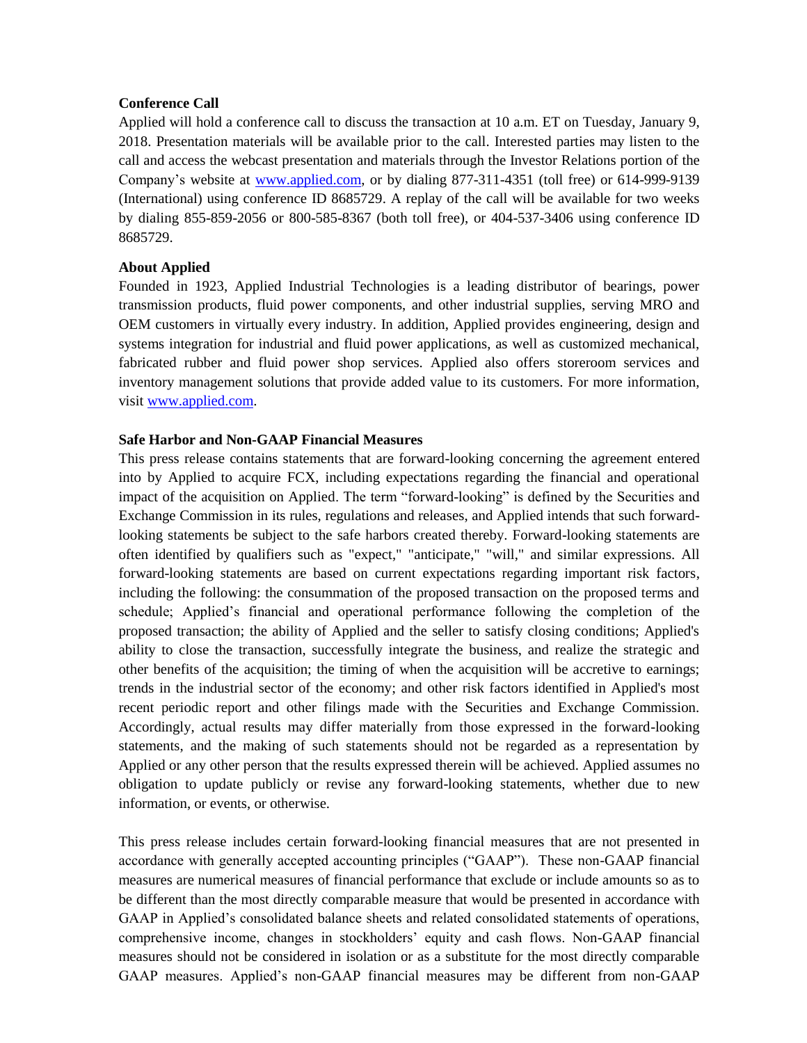**Conference Call**

Applied will hold a conference call to discuss the transaction at 10 a.m. ET on Tuesday, January 9, 2018. Presentation materials will be available prior to the call. Interested parties may listen to the call and access the webcast presentation and materials through the Investor Relations portion of the Company's website at [www.applied.com](www.applied.com), or by dialing 877-311-4351 (toll free) or 614-999-9139 (International) using conference ID 8685729. A replay of the call will be available for two weeks by dialing 855-859-2056 or 800-585-8367 (both toll free), or 404-537-3406 using conference ID 8685729.

**About Applied**

Founded in 1923, Applied Industrial Technologies is a leading distributor of bearings, power transmission products, fluid power components, and other industrial supplies, serving MRO and OEM customers in virtually every industry. In addition, Applied provides engineering, design and systems integration for industrial and fluid power applications, as well as customized mechanical, fabricated rubber and fluid power shop services. Applied also offers storeroom services and inventory management solutions that provide added value to its customers. For more information, visit [www.applied.com](www.applied.com).

**Safe Harbor and Non-GAAP Financial Measures**

This press release contains statements that are forward-looking concerning the agreement entered into by Applied to acquire FCX, including expectations regarding the financial and operational impact of the acquisition on Applied. The term "forward-looking" is defined by the Securities and Exchange Commission in its rules, regulations and releases, and Applied intends that such forward-looking statements be subject to the safe harbors created thereby. Forward-looking statements are often identified by qualifiers such as "expect," "anticipate," "will," and similar expressions. All forward-looking statements are based on current expectations regarding important risk factors, including the following: the consummation of the proposed transaction on the proposed terms and schedule; Applied's financial and operational performance following the completion of the proposed transaction; the ability of Applied and the seller to satisfy closing conditions; Applied's ability to close the transaction, successfully integrate the business, and realize the strategic and other benefits of the acquisition; the timing of when the acquisition will be accretive to earnings; trends in the industrial sector of the economy; and other risk factors identified in Applied's most recent periodic report and other filings made with the Securities and Exchange Commission. Accordingly, actual results may differ materially from those expressed in the forward-looking statements, and the making of such statements should not be regarded as a representation by Applied or any other person that the results expressed therein will be achieved. Applied assumes no obligation to update publicly or revise any forward-looking statements, whether due to new information, or events, or otherwise.

This press release includes certain forward-looking financial measures that are not presented in accordance with generally accepted accounting principles ("GAAP"). These non-GAAP financial measures are numerical measures of financial performance that exclude or include amounts so as to be different than the most directly comparable measure that would be presented in accordance with GAAP in Applied's consolidated balance sheets and related consolidated statements of operations, comprehensive income, changes in stockholders' equity and cash flows. Non-GAAP financial measures should not be considered in isolation or as a substitute for the most directly comparable GAAP measures. Applied's non-GAAP financial measures may be different from non-GAAP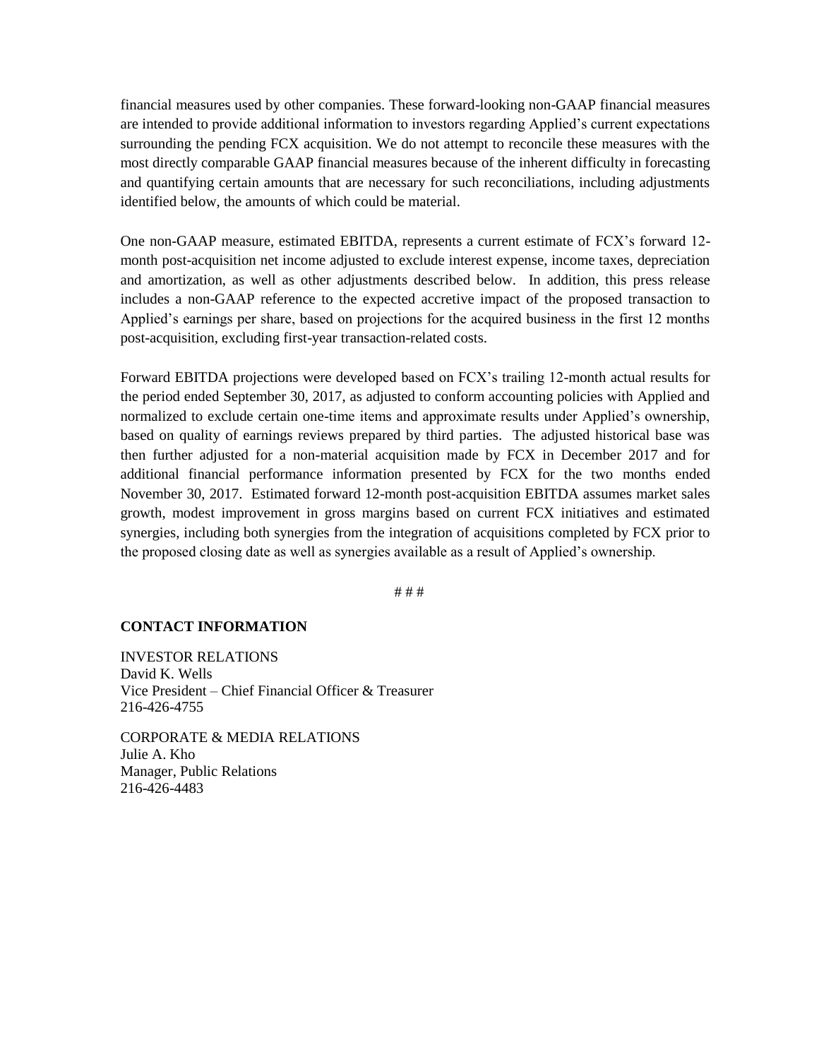financial measures used by other companies. These forward-looking non-GAAP financial measures are intended to provide additional information to investors regarding Applied's current expectations surrounding the pending FCX acquisition. We do not attempt to reconcile these measures with the most directly comparable GAAP financial measures because of the inherent difficulty in forecasting and quantifying certain amounts that are necessary for such reconciliations, including adjustments identified below, the amounts of which could be material.

One non-GAAP measure, estimated EBITDA, represents a current estimate of FCX's forward 12-month post-acquisition net income adjusted to exclude interest expense, income taxes, depreciation and amortization, as well as other adjustments described below. In addition, this press release includes a non-GAAP reference to the expected accretive impact of the proposed transaction to Applied's earnings per share, based on projections for the acquired business in the first 12 months post-acquisition, excluding first-year transaction-related costs.

Forward EBITDA projections were developed based on FCX's trailing 12-month actual results for the period ended September 30, 2017, as adjusted to conform accounting policies with Applied and normalized to exclude certain one-time items and approximate results under Applied's ownership, based on quality of earnings reviews prepared by third parties. The adjusted historical base was then further adjusted for a non-material acquisition made by FCX in December 2017 and for additional financial performance information presented by FCX for the two months ended November 30, 2017. Estimated forward 12-month post-acquisition EBITDA assumes market sales growth, modest improvement in gross margins based on current FCX initiatives and estimated synergies, including both synergies from the integration of acquisitions completed by FCX prior to the proposed closing date as well as synergies available as a result of Applied's ownership.

# # #

**CONTACT INFORMATION**

INVESTOR RELATIONS
David K. Wells
Vice President – Chief Financial Officer & Treasurer
216-426-4755

CORPORATE & MEDIA RELATIONS
Julie A. Kho
Manager, Public Relations
216-426-4483